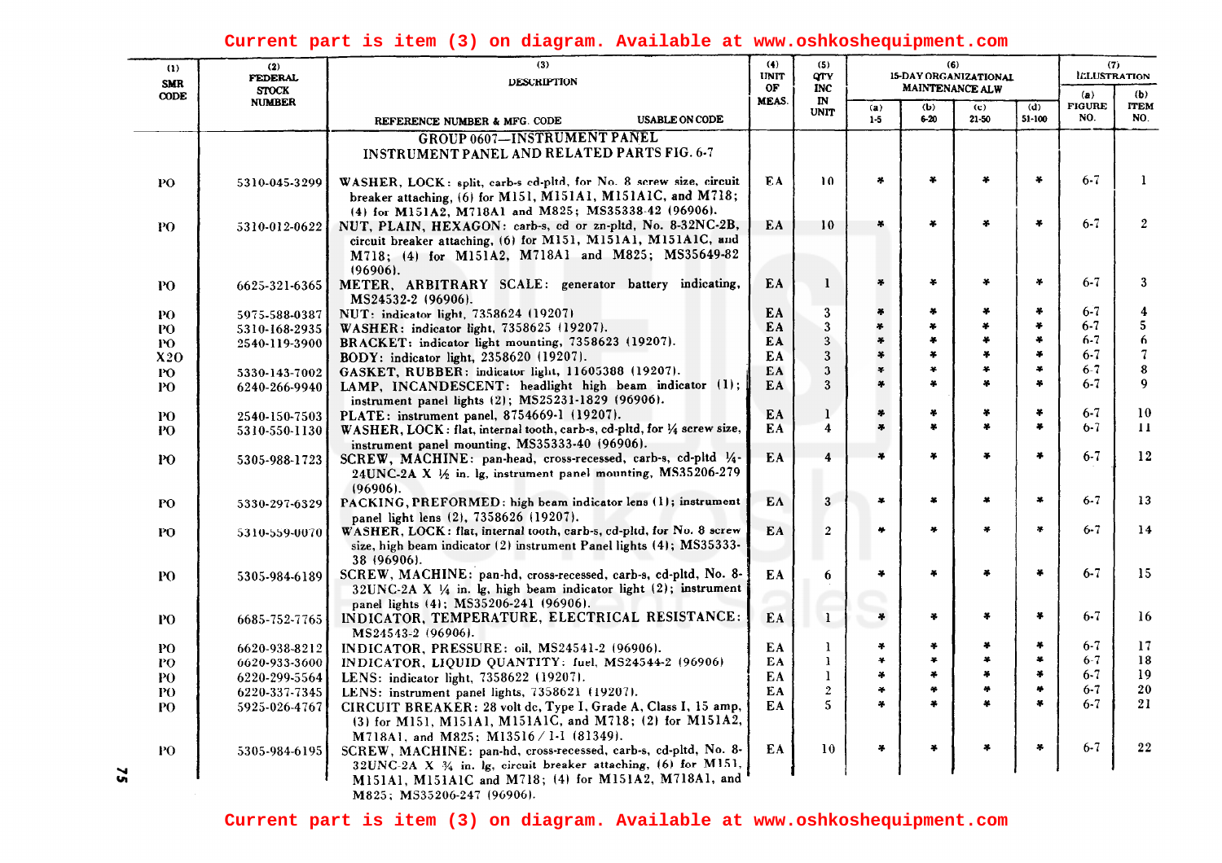Current part is item (3) on diagram. Available at www.oshkoshequipment.com

| (1) SMR CODE | (2) FEDERAL STOCK NUMBER | (3) DESCRIPTION REFERENCE NUMBER & MFG. CODE USABLE ON CODE | (4) UNIT OF MEAS. | (5) QTY INC IN UNIT | (6) 15-DAY ORGANIZATIONAL MAINTENANCE ALW (a) 1-5 | (b) 6-20 | (c) 21-50 | (d) 51-100 | (7) ILLUSTRATION (a) FIGURE NO. | (b) ITEM NO. |
|---|---|---|---|---|---|---|---|---|---|---|
| | | GROUP 0607—INSTRUMENT PANEL INSTRUMENT PANEL AND RELATED PARTS FIG. 6-7 | | | | | | | | |
| PO | 5310-045-3299 | WASHER, LOCK: split, carb-s cd-pltd, for No. 8 screw size, circuit breaker attaching, (6) for M151, M151A1, M151A1C, and M718; (4) for M151A2, M718A1 and M825; MS35338-42 (96906). | EA | 10 | * | * | * | * | 6-7 | 1 |
| PO | 5310-012-0622 | NUT, PLAIN, HEXAGON: carb-s, cd or zn-pltd, No. 8-32NC-2B, circuit breaker attaching, (6) for M151, M151A1, M151A1C, and M718; (4) for M151A2, M718A1 and M825; MS35649-82 (96906). | EA | 10 | * | * | * | * | 6-7 | 2 |
| PO | 6625-321-6365 | METER, ARBITRARY SCALE: generator battery indicating, MS24532-2 (96906). | EA | 1 | * | * | * | * | 6-7 | 3 |
| PO | 5975-588-0387 | NUT: indicator light, 7358624 (19207) | EA | 3 | * | * | * | * | 6-7 | 4 |
| PO | 5310-168-2935 | WASHER: indicator light, 7358625 (19207). | EA | 3 | * | * | * | * | 6-7 | 5 |
| PO | 2540-119-3900 | BRACKET: indicator light mounting, 7358623 (19207). | EA | 3 | * | * | * | * | 6-7 | 6 |
| X2O | | BODY: indicator light, 2358620 (19207). | EA | 3 | * | * | * | * | 6-7 | 7 |
| PO | 5330-143-7002 | GASKET, RUBBER: indicator light, 11605388 (19207). | EA | 3 | * | * | * | * | 6-7 | 8 |
| PO | 6240-266-9940 | LAMP, INCANDESCENT: headlight high beam indicator (1); instrument panel lights (2); MS25231-1829 (96906). | EA | 3 | * | * | * | * | 6-7 | 9 |
| PO | 2540-150-7503 | PLATE: instrument panel, 8754669-1 (19207). | EA | 1 | * | * | * | * | 6-7 | 10 |
| PO | 5310-550-1130 | WASHER, LOCK: flat, internal tooth, carb-s, cd-pltd, for ¼ screw size, instrument panel mounting, MS35333-40 (96906). | EA | 4 | * | * | * | * | 6-7 | 11 |
| PO | 5305-988-1723 | SCREW, MACHINE: pan-head, cross-recessed, carb-s, cd-pltd ¼-24UNC-2A X ½ in. lg, instrument panel mounting, MS35206-279 (96906). | EA | 4 | * | * | * | * | 6-7 | 12 |
| PO | 5330-297-6329 | PACKING, PREFORMED: high beam indicator lens (1); instrument panel light lens (2), 7358626 (19207). | EA | 3 | * | * | * | * | 6-7 | 13 |
| PO | 5310-559-0070 | WASHER, LOCK: flat, internal tooth, carb-s, cd-pltd, for No. 8 screw size, high beam indicator (2) instrument Panel lights (4); MS35333-38 (96906). | EA | 2 | * | * | * | * | 6-7 | 14 |
| PO | 5305-984-6189 | SCREW, MACHINE: pan-hd, cross-recessed, carb-s, cd-pltd, No. 8-32UNC-2A X ¼ in. lg, high beam indicator light (2); instrument panel lights (4); MS35206-241 (96906). | EA | 6 | * | * | * | * | 6-7 | 15 |
| PO | 6685-752-7765 | INDICATOR, TEMPERATURE, ELECTRICAL RESISTANCE: MS24543-2 (96906). | EA | 1 | * | * | * | * | 6-7 | 16 |
| PO | 6620-938-8212 | INDICATOR, PRESSURE: oil, MS24541-2 (96906). | EA | 1 | * | * | * | * | 6-7 | 17 |
| PO | 6620-933-3600 | INDICATOR, LIQUID QUANTITY: fuel, MS24544-2 (96906) | EA | 1 | * | * | * | * | 6-7 | 18 |
| PO | 6220-299-5564 | LENS: indicator light, 7358622 (19207). | EA | 1 | * | * | * | * | 6-7 | 19 |
| PO | 6220-337-7345 | LENS: instrument panel lights, 7358621 (19207). | EA | 2 | * | * | * | * | 6-7 | 20 |
| PO | 5925-026-4767 | CIRCUIT BREAKER: 28 volt dc, Type I, Grade A, Class I, 15 amp, (3) for M151, M151A1, M151A1C, and M718; (2) for M151A2, M718A1, and M825; M13516/1-1 (81349). | EA | 5 | * | * | * | * | 6-7 | 21 |
| PO | 5305-984-6195 | SCREW, MACHINE: pan-hd, cross-recessed, carb-s, cd-pltd, No. 8-32UNC-2A X ¾ in. lg, circuit breaker attaching, (6) for M151, M151A1, M151A1C and M718; (4) for M151A2, M718A1, and M825; MS35206-247 (96906). | EA | 10 | * | * | * | * | 6-7 | 22 |

Current part is item (3) on diagram. Available at www.oshkoshequipment.com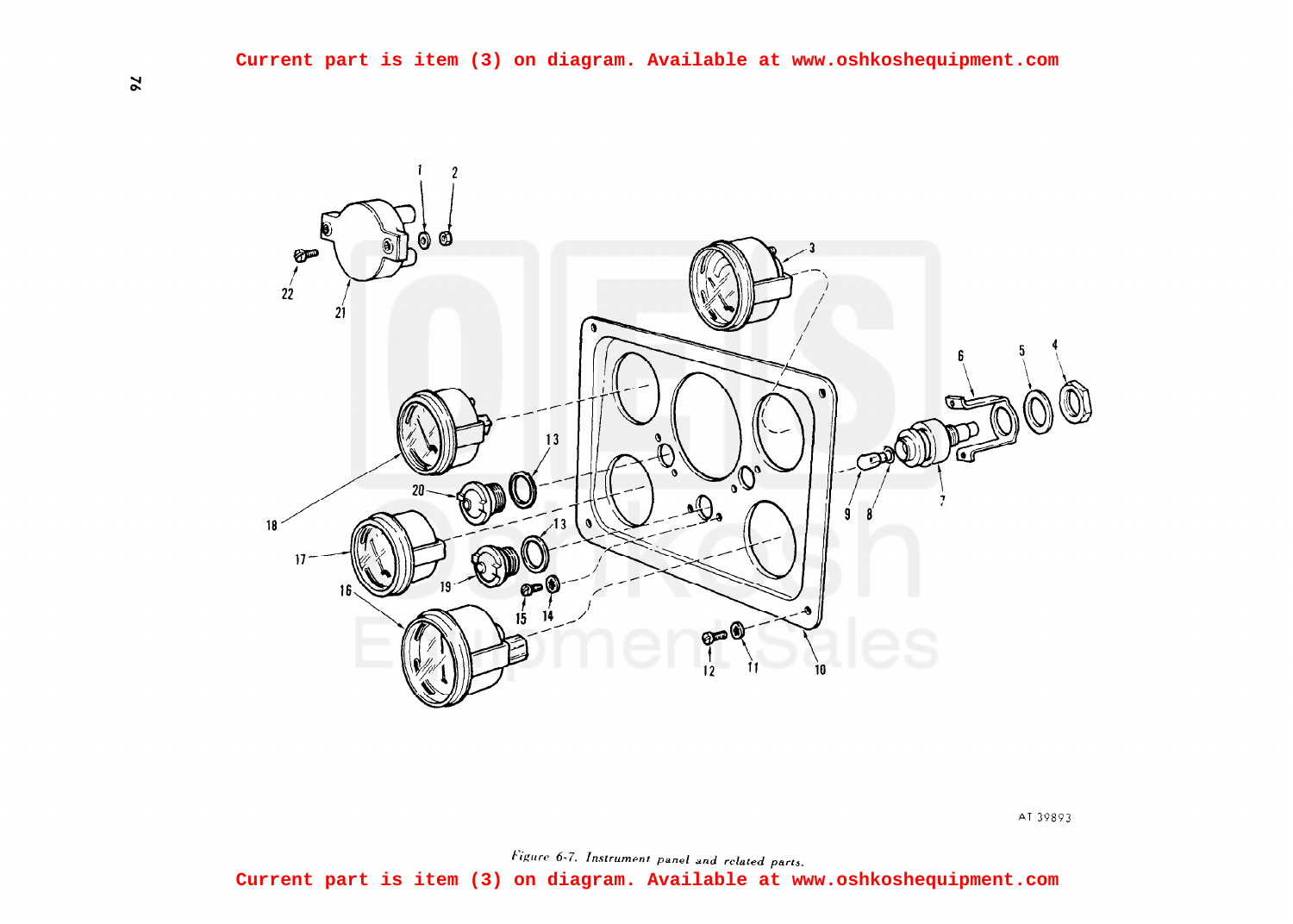Current part is item (3) on diagram. Available at www.oshkoshequipment.com

1
2
22
21
3
6
5
4
13
20
18
13
9
8
7
17
19
15
14
16
12
11
10

AT 39893

Figure 6-7. Instrument panel and related parts.

Current part is item (3) on diagram. Available at www.oshkoshequipment.com